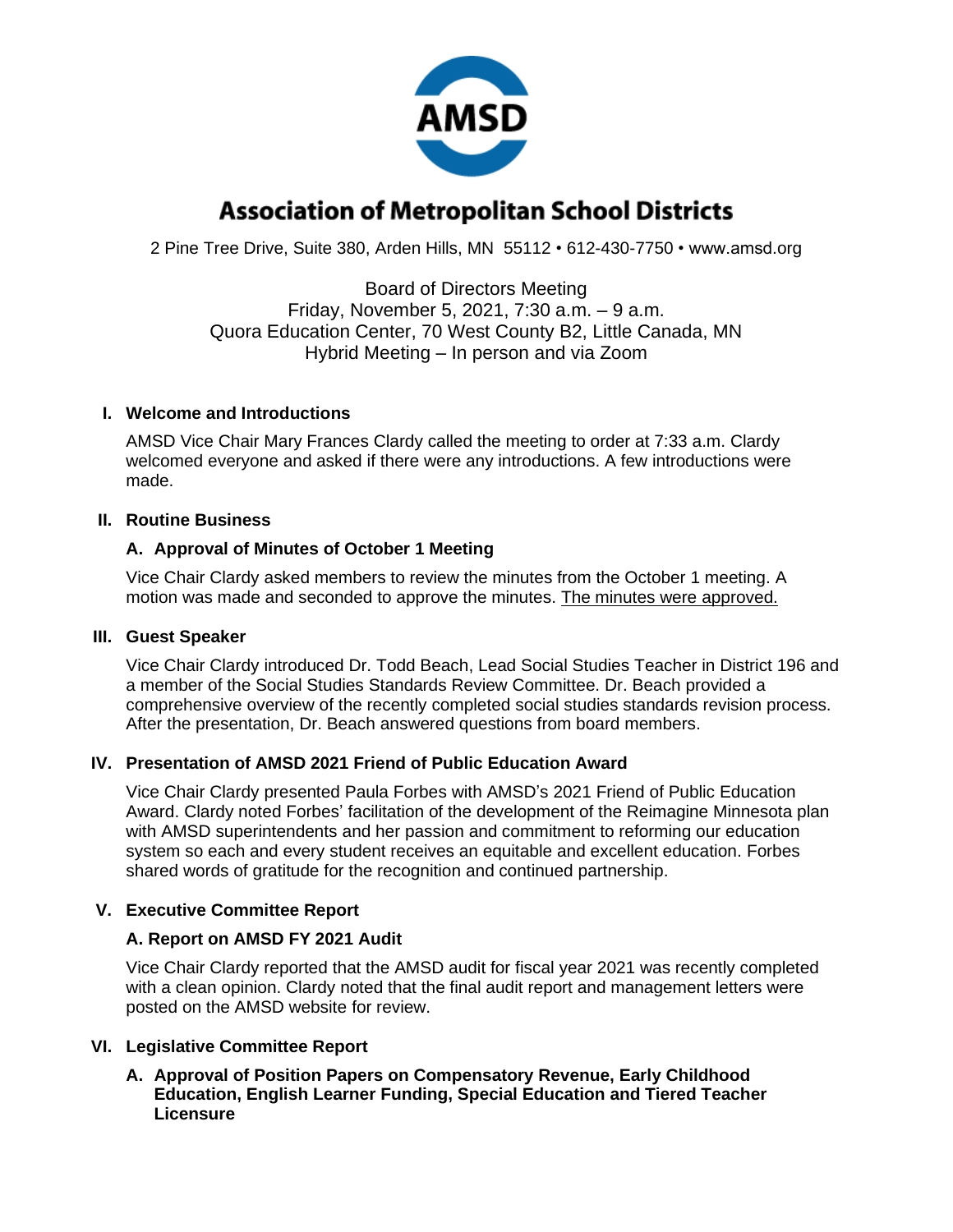# Association of Metropolitan School Districts

2 Pine Tree Drive, Suite 380, Arden Hills, MN 55112 • 612-430-7750 • www.amsd.org

Board of Directors Meeting
Friday, November 5, 2021, 7:30 a.m. – 9 a.m.
Quora Education Center, 70 West County B2, Little Canada, MN
Hybrid Meeting – In person and via Zoom

## I. Welcome and Introductions

AMSD Vice Chair Mary Frances Clardy called the meeting to order at 7:33 a.m. Clardy welcomed everyone and asked if there were any introductions. A few introductions were made.

## II. Routine Business

### A. Approval of Minutes of October 1 Meeting

Vice Chair Clardy asked members to review the minutes from the October 1 meeting. A motion was made and seconded to approve the minutes. The minutes were approved.

## III. Guest Speaker

Vice Chair Clardy introduced Dr. Todd Beach, Lead Social Studies Teacher in District 196 and a member of the Social Studies Standards Review Committee. Dr. Beach provided a comprehensive overview of the recently completed social studies standards revision process. After the presentation, Dr. Beach answered questions from board members.

## IV. Presentation of AMSD 2021 Friend of Public Education Award

Vice Chair Clardy presented Paula Forbes with AMSD's 2021 Friend of Public Education Award. Clardy noted Forbes' facilitation of the development of the Reimagine Minnesota plan with AMSD superintendents and her passion and commitment to reforming our education system so each and every student receives an equitable and excellent education. Forbes shared words of gratitude for the recognition and continued partnership.

## V. Executive Committee Report

### A. Report on AMSD FY 2021 Audit

Vice Chair Clardy reported that the AMSD audit for fiscal year 2021 was recently completed with a clean opinion. Clardy noted that the final audit report and management letters were posted on the AMSD website for review.

## VI. Legislative Committee Report

### A. Approval of Position Papers on Compensatory Revenue, Early Childhood Education, English Learner Funding, Special Education and Tiered Teacher Licensure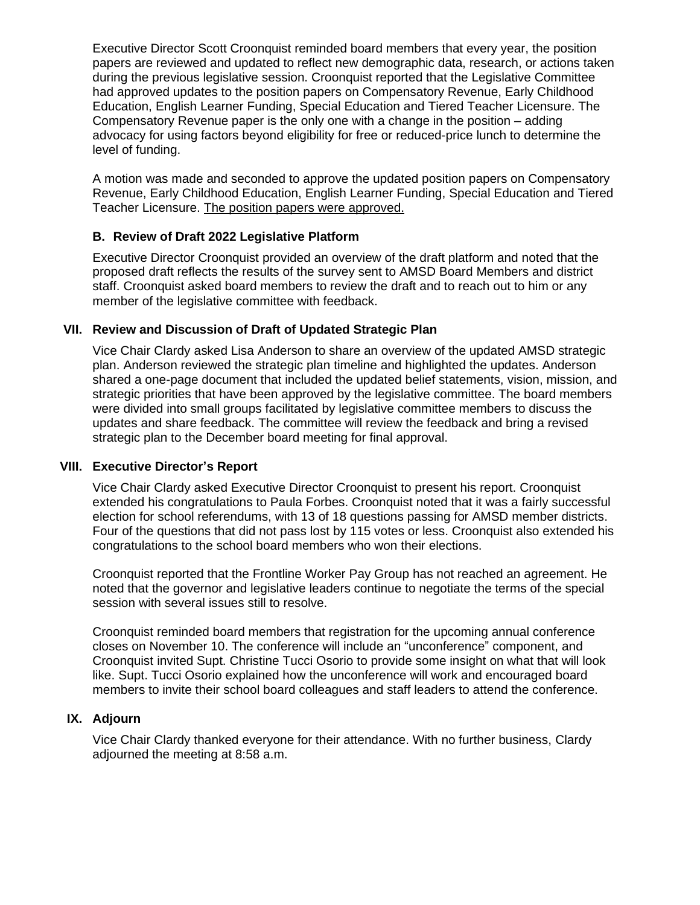Executive Director Scott Croonquist reminded board members that every year, the position papers are reviewed and updated to reflect new demographic data, research, or actions taken during the previous legislative session. Croonquist reported that the Legislative Committee had approved updates to the position papers on Compensatory Revenue, Early Childhood Education, English Learner Funding, Special Education and Tiered Teacher Licensure. The Compensatory Revenue paper is the only one with a change in the position – adding advocacy for using factors beyond eligibility for free or reduced-price lunch to determine the level of funding.

A motion was made and seconded to approve the updated position papers on Compensatory Revenue, Early Childhood Education, English Learner Funding, Special Education and Tiered Teacher Licensure. <u>The position papers were approved.</u>

### B. Review of Draft 2022 Legislative Platform

Executive Director Croonquist provided an overview of the draft platform and noted that the proposed draft reflects the results of the survey sent to AMSD Board Members and district staff. Croonquist asked board members to review the draft and to reach out to him or any member of the legislative committee with feedback.

## VII. Review and Discussion of Draft of Updated Strategic Plan

Vice Chair Clardy asked Lisa Anderson to share an overview of the updated AMSD strategic plan. Anderson reviewed the strategic plan timeline and highlighted the updates. Anderson shared a one-page document that included the updated belief statements, vision, mission, and strategic priorities that have been approved by the legislative committee. The board members were divided into small groups facilitated by legislative committee members to discuss the updates and share feedback. The committee will review the feedback and bring a revised strategic plan to the December board meeting for final approval.

## VIII. Executive Director's Report

Vice Chair Clardy asked Executive Director Croonquist to present his report. Croonquist extended his congratulations to Paula Forbes. Croonquist noted that it was a fairly successful election for school referendums, with 13 of 18 questions passing for AMSD member districts. Four of the questions that did not pass lost by 115 votes or less. Croonquist also extended his congratulations to the school board members who won their elections.

Croonquist reported that the Frontline Worker Pay Group has not reached an agreement. He noted that the governor and legislative leaders continue to negotiate the terms of the special session with several issues still to resolve.

Croonquist reminded board members that registration for the upcoming annual conference closes on November 10. The conference will include an "unconference" component, and Croonquist invited Supt. Christine Tucci Osorio to provide some insight on what that will look like. Supt. Tucci Osorio explained how the unconference will work and encouraged board members to invite their school board colleagues and staff leaders to attend the conference.

## IX. Adjourn

Vice Chair Clardy thanked everyone for their attendance. With no further business, Clardy adjourned the meeting at 8:58 a.m.